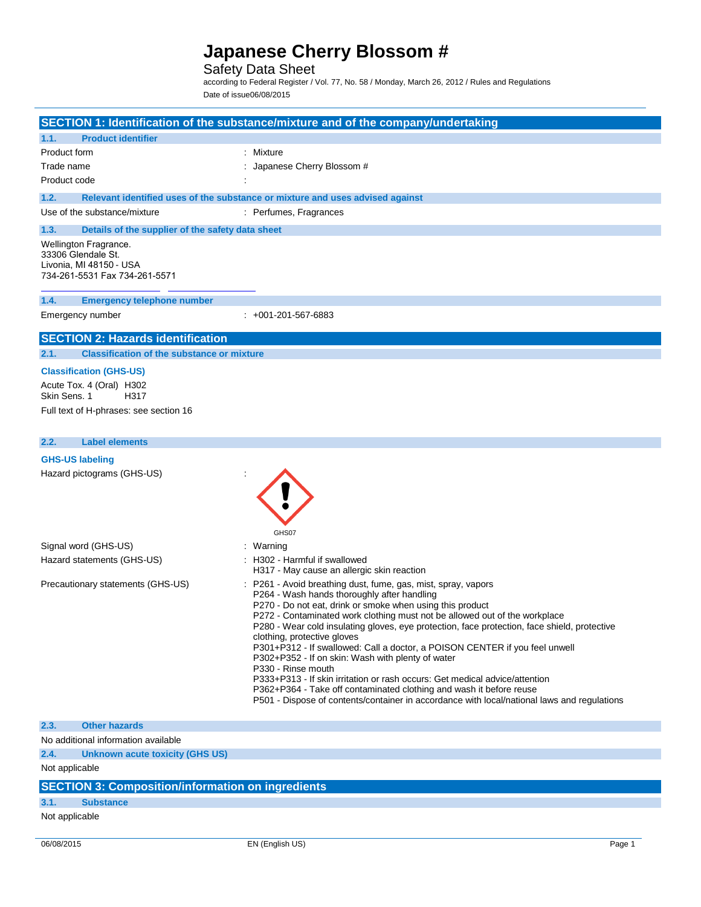# Japanese Cherry Blossom #

Safety Data Sheet

according to Federal Register / Vol. 77, No. 58 / Monday, March 26, 2012 / Rules and Regulations

Date of issue06/08/2015

## SECTION 1: Identification of the substance/mixture and of the company/undertaking

### 1.1. Product identifier

| | |
|---|---|
| Product form | : Mixture |
| Trade name | : Japanese Cherry Blossom # |
| Product code | : |

### 1.2. Relevant identified uses of the substance or mixture and uses advised against

| | |
|---|---|
| Use of the substance/mixture | : Perfumes, Fragrances |

### 1.3. Details of the supplier of the safety data sheet

Wellington Fragrance.
33306 Glendale St.
Livonia, MI 48150 - USA
734-261-5531 Fax 734-261-5571

### 1.4. Emergency telephone number

| | |
|---|---|
| Emergency number | : +001-201-567-6883 |

## SECTION 2: Hazards identification

### 2.1. Classification of the substance or mixture

**Classification (GHS-US)**

Acute Tox. 4 (Oral) H302
Skin Sens. 1 H317

Full text of H-phrases: see section 16

### 2.2. Label elements

**GHS-US labeling**

Hazard pictograms (GHS-US) :

GHS07

Signal word (GHS-US) : Warning

Hazard statements (GHS-US) :
- H302 - Harmful if swallowed
- H317 - May cause an allergic skin reaction

Precautionary statements (GHS-US) :
- P261 - Avoid breathing dust, fume, gas, mist, spray, vapors
- P264 - Wash hands thoroughly after handling
- P270 - Do not eat, drink or smoke when using this product
- P272 - Contaminated work clothing must not be allowed out of the workplace
- P280 - Wear cold insulating gloves, eye protection, face protection, face shield, protective clothing, protective gloves
- P301+P312 - If swallowed: Call a doctor, a POISON CENTER if you feel unwell
- P302+P352 - If on skin: Wash with plenty of water
- P330 - Rinse mouth
- P333+P313 - If skin irritation or rash occurs: Get medical advice/attention
- P362+P364 - Take off contaminated clothing and wash it before reuse
- P501 - Dispose of contents/container in accordance with local/national laws and regulations

### 2.3. Other hazards

No additional information available

### 2.4. Unknown acute toxicity (GHS US)

Not applicable

## SECTION 3: Composition/information on ingredients

### 3.1. Substance

Not applicable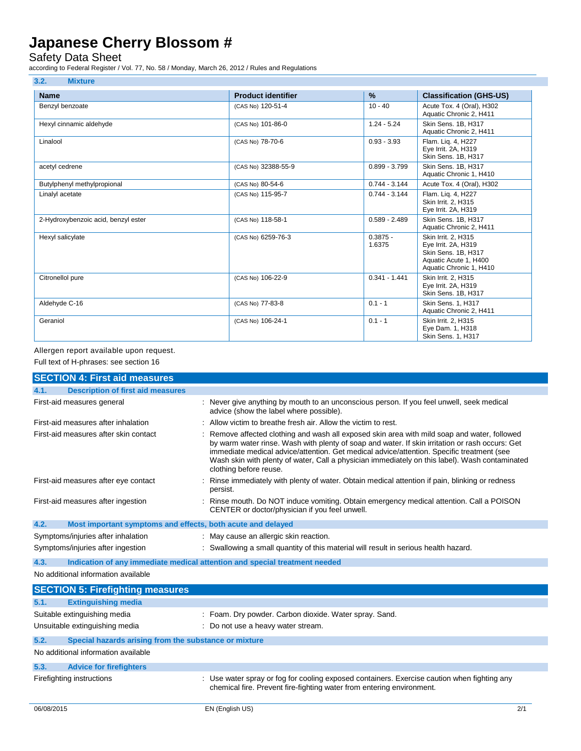### 3.2. Mixture

| Name | Product identifier | % | Classification (GHS-US) |
|---|---|---|---|
| Benzyl benzoate | (CAS No) 120-51-4 | 10 - 40 | Acute Tox. 4 (Oral), H302<br>Aquatic Chronic 2, H411 |
| Hexyl cinnamic aldehyde | (CAS No) 101-86-0 | 1.24 - 5.24 | Skin Sens. 1B, H317<br>Aquatic Chronic 2, H411 |
| Linalool | (CAS No) 78-70-6 | 0.93 - 3.93 | Flam. Liq. 4, H227<br>Eye Irrit. 2A, H319<br>Skin Sens. 1B, H317 |
| acetyl cedrene | (CAS No) 32388-55-9 | 0.899 - 3.799 | Skin Sens. 1B, H317<br>Aquatic Chronic 1, H410 |
| Butylphenyl methylpropional | (CAS No) 80-54-6 | 0.744 - 3.144 | Acute Tox. 4 (Oral), H302 |
| Linalyl acetate | (CAS No) 115-95-7 | 0.744 - 3.144 | Flam. Liq. 4, H227<br>Skin Irrit. 2, H315<br>Eye Irrit. 2A, H319 |
| 2-Hydroxybenzoic acid, benzyl ester | (CAS No) 118-58-1 | 0.589 - 2.489 | Skin Sens. 1B, H317<br>Aquatic Chronic 2, H411 |
| Hexyl salicylate | (CAS No) 6259-76-3 | 0.3875 - 1.6375 | Skin Irrit. 2, H315<br>Eye Irrit. 2A, H319<br>Skin Sens. 1B, H317<br>Aquatic Acute 1, H400<br>Aquatic Chronic 1, H410 |
| Citronellol pure | (CAS No) 106-22-9 | 0.341 - 1.441 | Skin Irrit. 2, H315<br>Eye Irrit. 2A, H319<br>Skin Sens. 1B, H317 |
| Aldehyde C-16 | (CAS No) 77-83-8 | 0.1 - 1 | Skin Sens. 1, H317<br>Aquatic Chronic 2, H411 |
| Geraniol | (CAS No) 106-24-1 | 0.1 - 1 | Skin Irrit. 2, H315<br>Eye Dam. 1, H318<br>Skin Sens. 1, H317 |

Allergen report available upon request.

Full text of H-phrases: see section 16

## SECTION 4: First aid measures

### 4.1. Description of first aid measures

First-aid measures general : Never give anything by mouth to an unconscious person. If you feel unwell, seek medical advice (show the label where possible).

First-aid measures after inhalation : Allow victim to breathe fresh air. Allow the victim to rest.

First-aid measures after skin contact : Remove affected clothing and wash all exposed skin area with mild soap and water, followed by warm water rinse. Wash with plenty of soap and water. If skin irritation or rash occurs: Get immediate medical advice/attention. Get medical advice/attention. Specific treatment (see Wash skin with plenty of water, Call a physician immediately on this label). Wash contaminated clothing before reuse.

First-aid measures after eye contact : Rinse immediately with plenty of water. Obtain medical attention if pain, blinking or redness persist.

First-aid measures after ingestion : Rinse mouth. Do NOT induce vomiting. Obtain emergency medical attention. Call a POISON CENTER or doctor/physician if you feel unwell.

### 4.2. Most important symptoms and effects, both acute and delayed

Symptoms/injuries after inhalation : May cause an allergic skin reaction.

Symptoms/injuries after ingestion : Swallowing a small quantity of this material will result in serious health hazard.

### 4.3. Indication of any immediate medical attention and special treatment needed

No additional information available

## SECTION 5: Firefighting measures

### 5.1. Extinguishing media

Suitable extinguishing media : Foam. Dry powder. Carbon dioxide. Water spray. Sand.

Unsuitable extinguishing media : Do not use a heavy water stream.

### 5.2. Special hazards arising from the substance or mixture

No additional information available

### 5.3. Advice for firefighters

Firefighting instructions : Use water spray or fog for cooling exposed containers. Exercise caution when fighting any chemical fire. Prevent fire-fighting water from entering environment.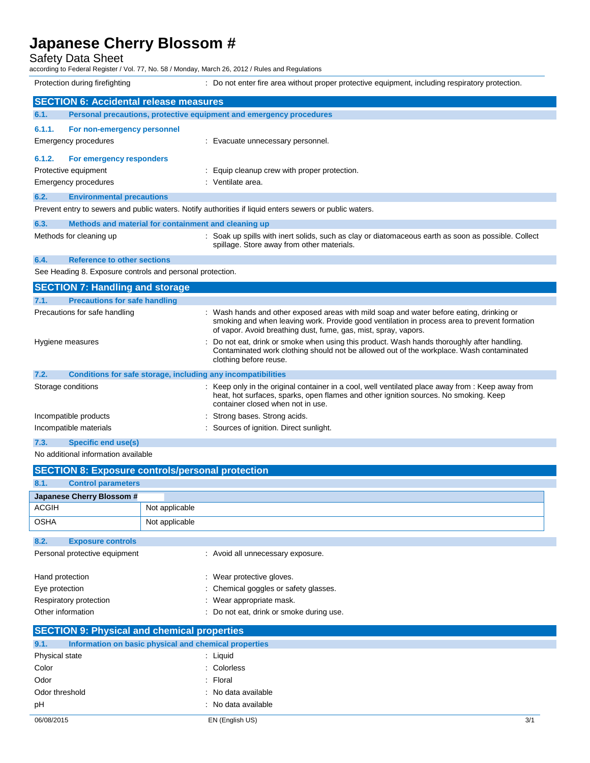| | |
|---|---|
| Protection during firefighting | : Do not enter fire area without proper protective equipment, including respiratory protection. |

## SECTION 6: Accidental release measures

### 6.1. Personal precautions, protective equipment and emergency procedures

#### 6.1.1. For non-emergency personnel

| | |
|---|---|
| Emergency procedures | : Evacuate unnecessary personnel. |

#### 6.1.2. For emergency responders

| | |
|---|---|
| Protective equipment | : Equip cleanup crew with proper protection. |
| Emergency procedures | : Ventilate area. |

### 6.2. Environmental precautions

Prevent entry to sewers and public waters. Notify authorities if liquid enters sewers or public waters.

### 6.3. Methods and material for containment and cleaning up

| | |
|---|---|
| Methods for cleaning up | : Soak up spills with inert solids, such as clay or diatomaceous earth as soon as possible. Collect spillage. Store away from other materials. |

### 6.4. Reference to other sections

See Heading 8. Exposure controls and personal protection.

## SECTION 7: Handling and storage

### 7.1. Precautions for safe handling

| | |
|---|---|
| Precautions for safe handling | : Wash hands and other exposed areas with mild soap and water before eating, drinking or smoking and when leaving work. Provide good ventilation in process area to prevent formation of vapor. Avoid breathing dust, fume, gas, mist, spray, vapors. |
| Hygiene measures | : Do not eat, drink or smoke when using this product. Wash hands thoroughly after handling. Contaminated work clothing should not be allowed out of the workplace. Wash contaminated clothing before reuse. |

### 7.2. Conditions for safe storage, including any incompatibilities

| | |
|---|---|
| Storage conditions | : Keep only in the original container in a cool, well ventilated place away from : Keep away from heat, hot surfaces, sparks, open flames and other ignition sources. No smoking. Keep container closed when not in use. |
| Incompatible products | : Strong bases. Strong acids. |
| Incompatible materials | : Sources of ignition. Direct sunlight. |

### 7.3. Specific end use(s)

No additional information available

## SECTION 8: Exposure controls/personal protection

### 8.1. Control parameters

| Japanese Cherry Blossom # | |
|---|---|
| ACGIH | Not applicable |
| OSHA | Not applicable |

### 8.2. Exposure controls

| | |
|---|---|
| Personal protective equipment | : Avoid all unnecessary exposure. |
| Hand protection | : Wear protective gloves. |
| Eye protection | : Chemical goggles or safety glasses. |
| Respiratory protection | : Wear appropriate mask. |
| Other information | : Do not eat, drink or smoke during use. |

## SECTION 9: Physical and chemical properties

### 9.1. Information on basic physical and chemical properties

| | |
|---|---|
| Physical state | : Liquid |
| Color | : Colorless |
| Odor | : Floral |
| Odor threshold | : No data available |
| pH | : No data available |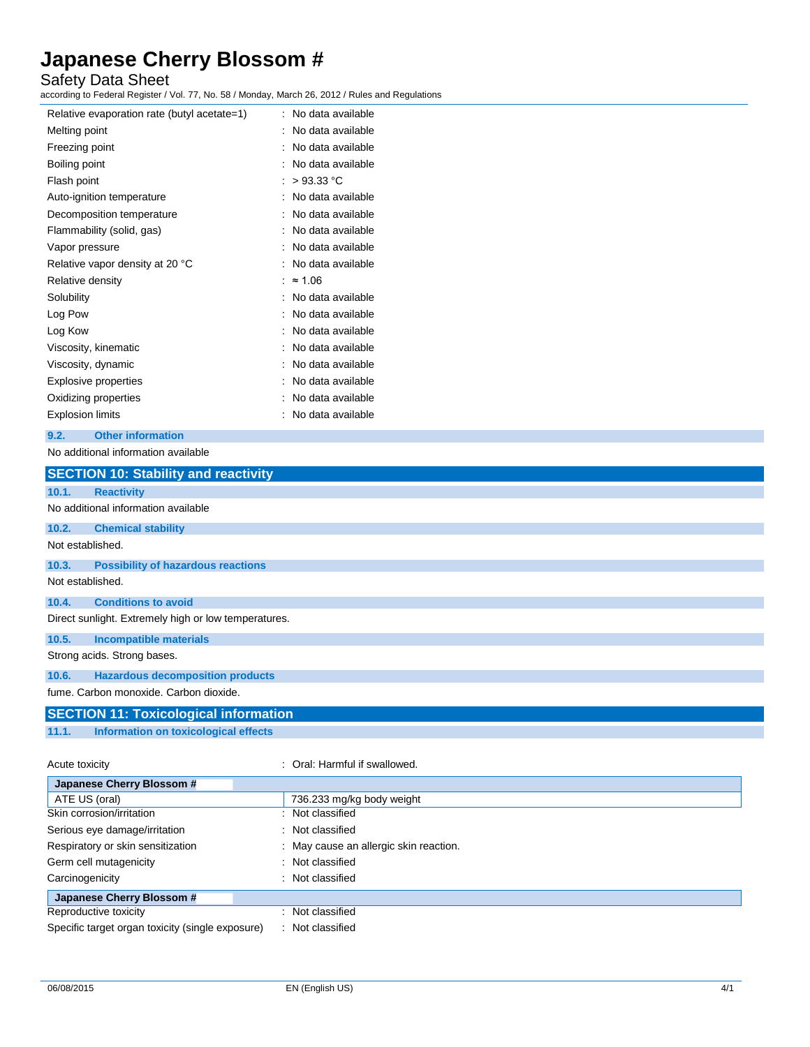| | |
|---|---|
| Relative evaporation rate (butyl acetate=1) | : No data available |
| Melting point | : No data available |
| Freezing point | : No data available |
| Boiling point | : No data available |
| Flash point | : > 93.33 °C |
| Auto-ignition temperature | : No data available |
| Decomposition temperature | : No data available |
| Flammability (solid, gas) | : No data available |
| Vapor pressure | : No data available |
| Relative vapor density at 20 °C | : No data available |
| Relative density | : ≈ 1.06 |
| Solubility | : No data available |
| Log Pow | : No data available |
| Log Kow | : No data available |
| Viscosity, kinematic | : No data available |
| Viscosity, dynamic | : No data available |
| Explosive properties | : No data available |
| Oxidizing properties | : No data available |
| Explosion limits | : No data available |

### 9.2. Other information

No additional information available

## SECTION 10: Stability and reactivity

### 10.1. Reactivity

No additional information available

### 10.2. Chemical stability

Not established.

### 10.3. Possibility of hazardous reactions

Not established.

### 10.4. Conditions to avoid

Direct sunlight. Extremely high or low temperatures.

### 10.5. Incompatible materials

Strong acids. Strong bases.

### 10.6. Hazardous decomposition products

fume. Carbon monoxide. Carbon dioxide.

## SECTION 11: Toxicological information

### 11.1. Information on toxicological effects

Acute toxicity : Oral: Harmful if swallowed.

| Japanese Cherry Blossom # | |
|---|---|
| ATE US (oral) | 736.233 mg/kg body weight |

| | |
|---|---|
| Skin corrosion/irritation | : Not classified |
| Serious eye damage/irritation | : Not classified |
| Respiratory or skin sensitization | : May cause an allergic skin reaction. |
| Germ cell mutagenicity | : Not classified |
| Carcinogenicity | : Not classified |

| Japanese Cherry Blossom # | |
|---|---|

| | |
|---|---|
| Reproductive toxicity | : Not classified |
| Specific target organ toxicity (single exposure) | : Not classified |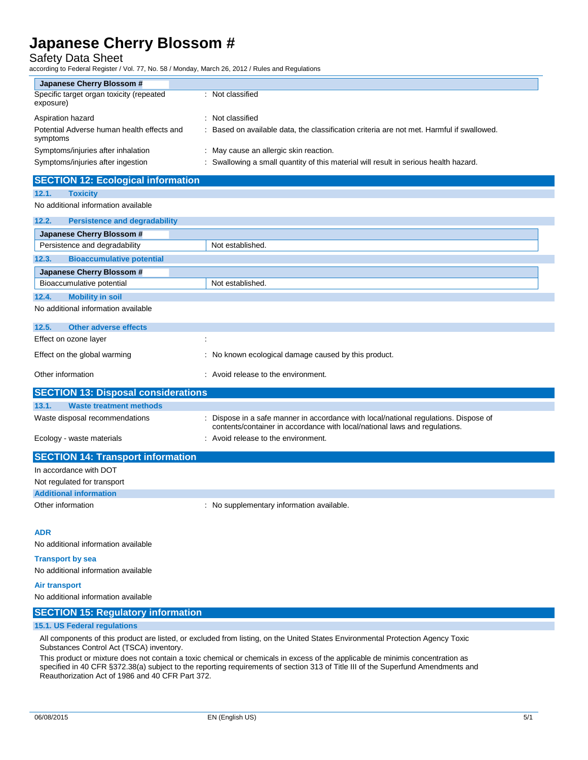| Japanese Cherry Blossom # | |
|---|---|
| Specific target organ toxicity (repeated exposure) | : Not classified |
| Aspiration hazard | : Not classified |
| Potential Adverse human health effects and symptoms | : Based on available data, the classification criteria are not met. Harmful if swallowed. |
| Symptoms/injuries after inhalation | : May cause an allergic skin reaction. |
| Symptoms/injuries after ingestion | : Swallowing a small quantity of this material will result in serious health hazard. |

## SECTION 12: Ecological information

### 12.1. Toxicity

No additional information available

### 12.2. Persistence and degradability

| Japanese Cherry Blossom # | |
|---|---|
| Persistence and degradability | Not established. |

### 12.3. Bioaccumulative potential

| Japanese Cherry Blossom # | |
|---|---|
| Bioaccumulative potential | Not established. |

### 12.4. Mobility in soil

No additional information available

### 12.5. Other adverse effects

Effect on ozone layer :

Effect on the global warming : No known ecological damage caused by this product.

Other information : Avoid release to the environment.

## SECTION 13: Disposal considerations

### 13.1. Waste treatment methods

Waste disposal recommendations : Dispose in a safe manner in accordance with local/national regulations. Dispose of contents/container in accordance with local/national laws and regulations.

Ecology - waste materials : Avoid release to the environment.

## SECTION 14: Transport information

In accordance with DOT

Not regulated for transport

### Additional information

Other information : No supplementary information available.

#### ADR

No additional information available

#### Transport by sea

No additional information available

#### Air transport

No additional information available

## SECTION 15: Regulatory information

### 15.1. US Federal regulations

All components of this product are listed, or excluded from listing, on the United States Environmental Protection Agency Toxic Substances Control Act (TSCA) inventory.

This product or mixture does not contain a toxic chemical or chemicals in excess of the applicable de minimis concentration as specified in 40 CFR §372.38(a) subject to the reporting requirements of section 313 of Title III of the Superfund Amendments and Reauthorization Act of 1986 and 40 CFR Part 372.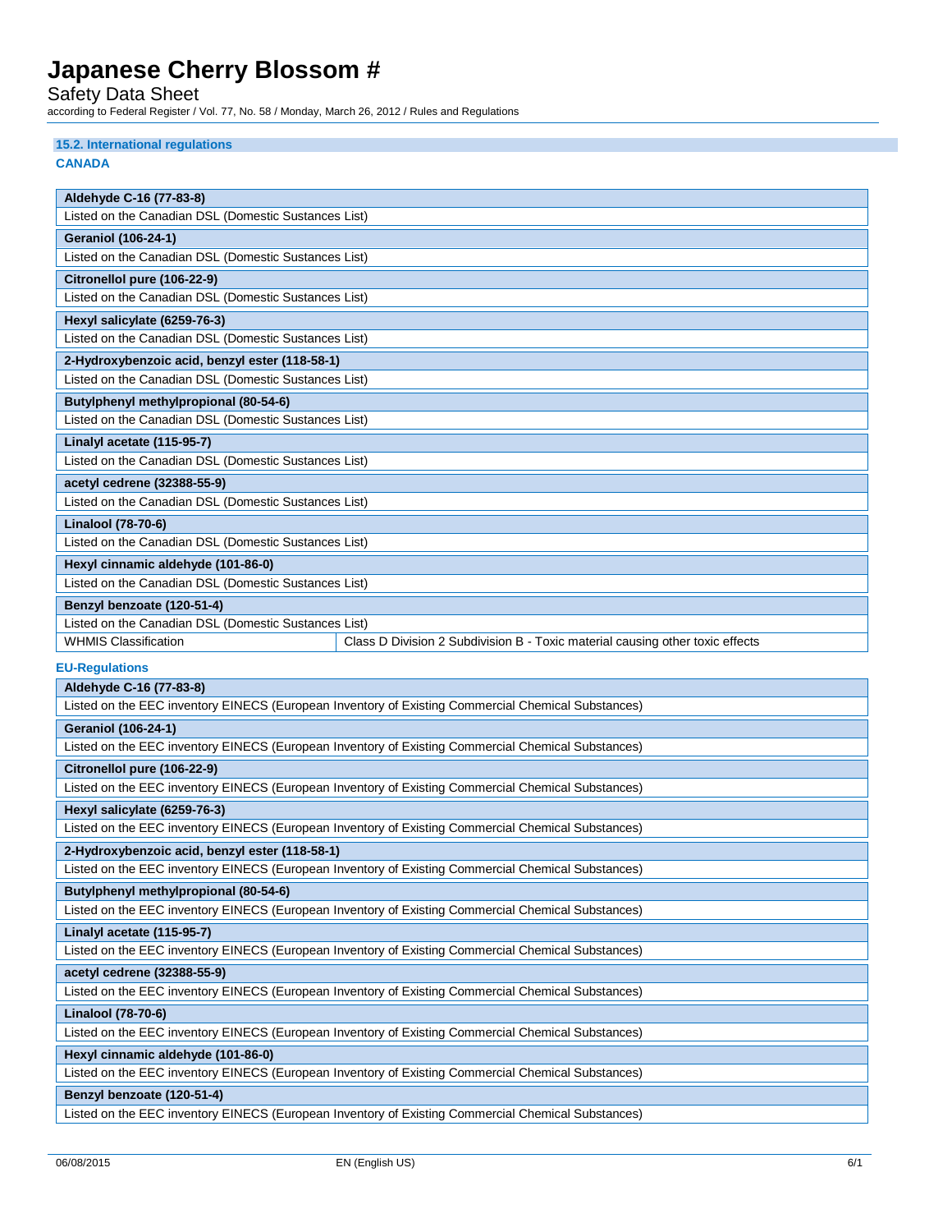### 15.2. International regulations

#### CANADA

| Aldehyde C-16 (77-83-8) |
|---|
| Listed on the Canadian DSL (Domestic Substances List) |

| Geraniol (106-24-1) |
|---|
| Listed on the Canadian DSL (Domestic Substances List) |

| Citronellol pure (106-22-9) |
|---|
| Listed on the Canadian DSL (Domestic Substances List) |

| Hexyl salicylate (6259-76-3) |
|---|
| Listed on the Canadian DSL (Domestic Substances List) |

| 2-Hydroxybenzoic acid, benzyl ester (118-58-1) |
|---|
| Listed on the Canadian DSL (Domestic Substances List) |

| Butylphenyl methylpropional (80-54-6) |
|---|
| Listed on the Canadian DSL (Domestic Substances List) |

| Linalyl acetate (115-95-7) |
|---|
| Listed on the Canadian DSL (Domestic Substances List) |

| acetyl cedrene (32388-55-9) |
|---|
| Listed on the Canadian DSL (Domestic Substances List) |

| Linalool (78-70-6) |
|---|
| Listed on the Canadian DSL (Domestic Substances List) |

| Hexyl cinnamic aldehyde (101-86-0) |
|---|
| Listed on the Canadian DSL (Domestic Substances List) |

| Benzyl benzoate (120-51-4) | |
|---|---|
| Listed on the Canadian DSL (Domestic Substances List) | |
| WHMIS Classification | Class D Division 2 Subdivision B - Toxic material causing other toxic effects |

#### EU-Regulations

| Aldehyde C-16 (77-83-8) |
|---|
| Listed on the EEC inventory EINECS (European Inventory of Existing Commercial Chemical Substances) |

| Geraniol (106-24-1) |
|---|
| Listed on the EEC inventory EINECS (European Inventory of Existing Commercial Chemical Substances) |

| Citronellol pure (106-22-9) |
|---|
| Listed on the EEC inventory EINECS (European Inventory of Existing Commercial Chemical Substances) |

| Hexyl salicylate (6259-76-3) |
|---|
| Listed on the EEC inventory EINECS (European Inventory of Existing Commercial Chemical Substances) |

| 2-Hydroxybenzoic acid, benzyl ester (118-58-1) |
|---|
| Listed on the EEC inventory EINECS (European Inventory of Existing Commercial Chemical Substances) |

| Butylphenyl methylpropional (80-54-6) |
|---|
| Listed on the EEC inventory EINECS (European Inventory of Existing Commercial Chemical Substances) |

| Linalyl acetate (115-95-7) |
|---|
| Listed on the EEC inventory EINECS (European Inventory of Existing Commercial Chemical Substances) |

| acetyl cedrene (32388-55-9) |
|---|
| Listed on the EEC inventory EINECS (European Inventory of Existing Commercial Chemical Substances) |

| Linalool (78-70-6) |
|---|
| Listed on the EEC inventory EINECS (European Inventory of Existing Commercial Chemical Substances) |

| Hexyl cinnamic aldehyde (101-86-0) |
|---|
| Listed on the EEC inventory EINECS (European Inventory of Existing Commercial Chemical Substances) |

| Benzyl benzoate (120-51-4) |
|---|
| Listed on the EEC inventory EINECS (European Inventory of Existing Commercial Chemical Substances) |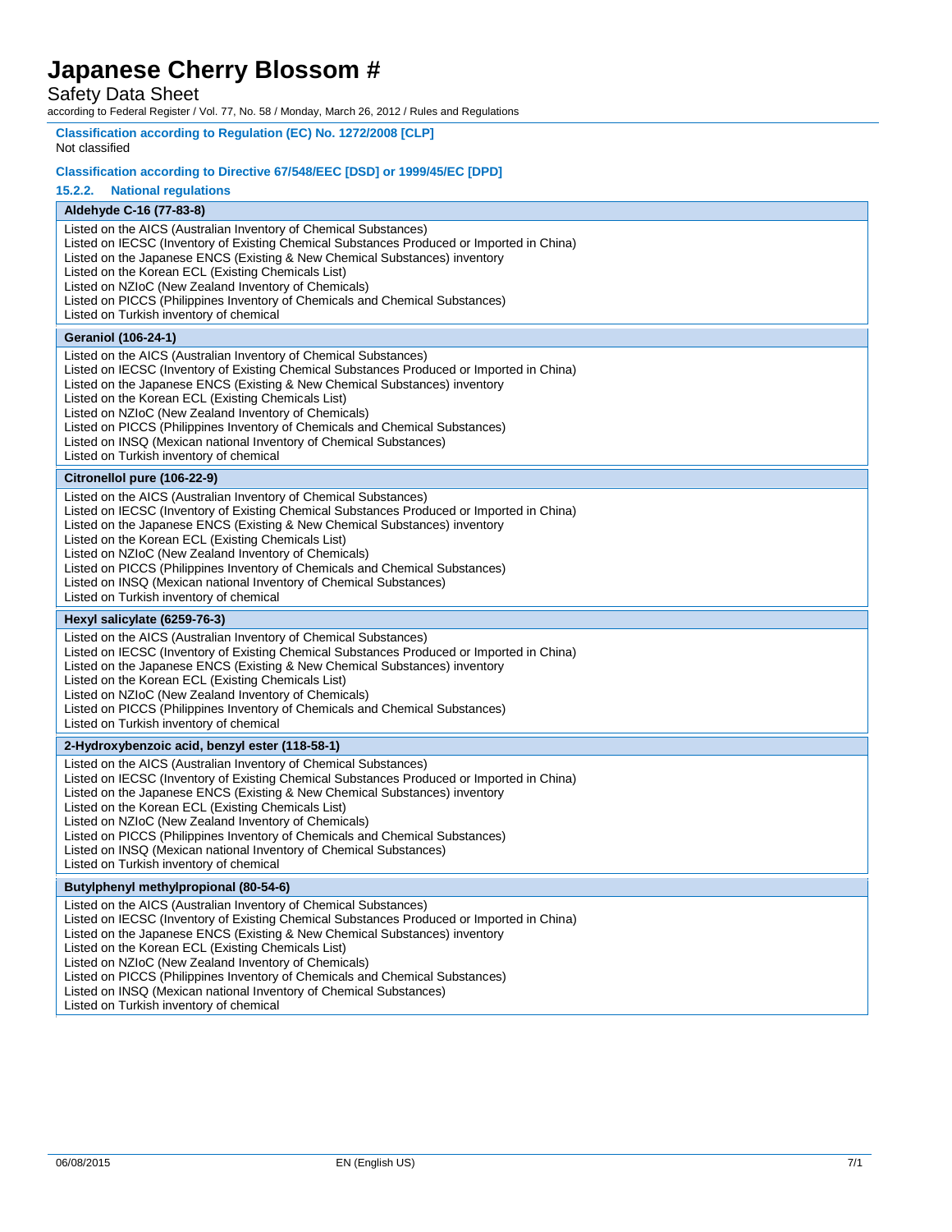**Classification according to Regulation (EC) No. 1272/2008 [CLP]**

Not classified

**Classification according to Directive 67/548/EEC [DSD] or 1999/45/EC [DPD]**

### 15.2.2. National regulations

| Aldehyde C-16 (77-83-8) |
|---|
| Listed on the AICS (Australian Inventory of Chemical Substances)<br>Listed on IECSC (Inventory of Existing Chemical Substances Produced or Imported in China)<br>Listed on the Japanese ENCS (Existing & New Chemical Substances) inventory<br>Listed on the Korean ECL (Existing Chemicals List)<br>Listed on NZIoC (New Zealand Inventory of Chemicals)<br>Listed on PICCS (Philippines Inventory of Chemicals and Chemical Substances)<br>Listed on Turkish inventory of chemical |

| Geraniol (106-24-1) |
|---|
| Listed on the AICS (Australian Inventory of Chemical Substances)<br>Listed on IECSC (Inventory of Existing Chemical Substances Produced or Imported in China)<br>Listed on the Japanese ENCS (Existing & New Chemical Substances) inventory<br>Listed on the Korean ECL (Existing Chemicals List)<br>Listed on NZIoC (New Zealand Inventory of Chemicals)<br>Listed on PICCS (Philippines Inventory of Chemicals and Chemical Substances)<br>Listed on INSQ (Mexican national Inventory of Chemical Substances)<br>Listed on Turkish inventory of chemical |

| Citronellol pure (106-22-9) |
|---|
| Listed on the AICS (Australian Inventory of Chemical Substances)<br>Listed on IECSC (Inventory of Existing Chemical Substances Produced or Imported in China)<br>Listed on the Japanese ENCS (Existing & New Chemical Substances) inventory<br>Listed on the Korean ECL (Existing Chemicals List)<br>Listed on NZIoC (New Zealand Inventory of Chemicals)<br>Listed on PICCS (Philippines Inventory of Chemicals and Chemical Substances)<br>Listed on INSQ (Mexican national Inventory of Chemical Substances)<br>Listed on Turkish inventory of chemical |

| Hexyl salicylate (6259-76-3) |
|---|
| Listed on the AICS (Australian Inventory of Chemical Substances)<br>Listed on IECSC (Inventory of Existing Chemical Substances Produced or Imported in China)<br>Listed on the Japanese ENCS (Existing & New Chemical Substances) inventory<br>Listed on the Korean ECL (Existing Chemicals List)<br>Listed on NZIoC (New Zealand Inventory of Chemicals)<br>Listed on PICCS (Philippines Inventory of Chemicals and Chemical Substances)<br>Listed on Turkish inventory of chemical |

| 2-Hydroxybenzoic acid, benzyl ester (118-58-1) |
|---|
| Listed on the AICS (Australian Inventory of Chemical Substances)<br>Listed on IECSC (Inventory of Existing Chemical Substances Produced or Imported in China)<br>Listed on the Japanese ENCS (Existing & New Chemical Substances) inventory<br>Listed on the Korean ECL (Existing Chemicals List)<br>Listed on NZIoC (New Zealand Inventory of Chemicals)<br>Listed on PICCS (Philippines Inventory of Chemicals and Chemical Substances)<br>Listed on INSQ (Mexican national Inventory of Chemical Substances)<br>Listed on Turkish inventory of chemical |

| Butylphenyl methylpropional (80-54-6) |
|---|
| Listed on the AICS (Australian Inventory of Chemical Substances)<br>Listed on IECSC (Inventory of Existing Chemical Substances Produced or Imported in China)<br>Listed on the Japanese ENCS (Existing & New Chemical Substances) inventory<br>Listed on the Korean ECL (Existing Chemicals List)<br>Listed on NZIoC (New Zealand Inventory of Chemicals)<br>Listed on PICCS (Philippines Inventory of Chemicals and Chemical Substances)<br>Listed on INSQ (Mexican national Inventory of Chemical Substances)<br>Listed on Turkish inventory of chemical |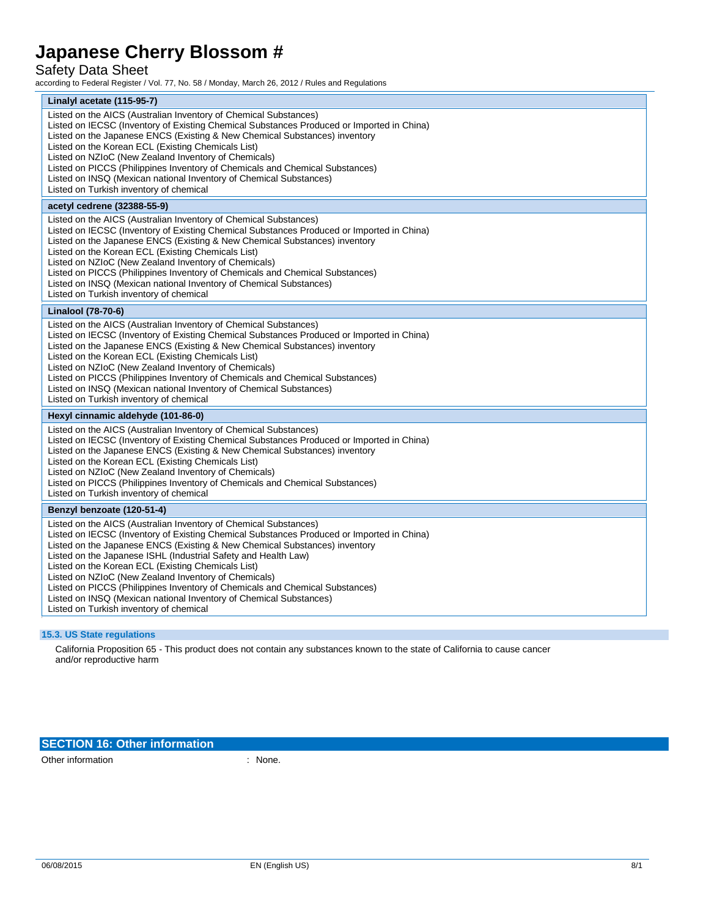| Linalyl acetate (115-95-7) |
| --- |
| Listed on the AICS (Australian Inventory of Chemical Substances)<br>Listed on IECSC (Inventory of Existing Chemical Substances Produced or Imported in China)<br>Listed on the Japanese ENCS (Existing & New Chemical Substances) inventory<br>Listed on the Korean ECL (Existing Chemicals List)<br>Listed on NZIoC (New Zealand Inventory of Chemicals)<br>Listed on PICCS (Philippines Inventory of Chemicals and Chemical Substances)<br>Listed on INSQ (Mexican national Inventory of Chemical Substances)<br>Listed on Turkish inventory of chemical |

| acetyl cedrene (32388-55-9) |
| --- |
| Listed on the AICS (Australian Inventory of Chemical Substances)<br>Listed on IECSC (Inventory of Existing Chemical Substances Produced or Imported in China)<br>Listed on the Japanese ENCS (Existing & New Chemical Substances) inventory<br>Listed on the Korean ECL (Existing Chemicals List)<br>Listed on NZIoC (New Zealand Inventory of Chemicals)<br>Listed on PICCS (Philippines Inventory of Chemicals and Chemical Substances)<br>Listed on INSQ (Mexican national Inventory of Chemical Substances)<br>Listed on Turkish inventory of chemical |

| Linalool (78-70-6) |
| --- |
| Listed on the AICS (Australian Inventory of Chemical Substances)<br>Listed on IECSC (Inventory of Existing Chemical Substances Produced or Imported in China)<br>Listed on the Japanese ENCS (Existing & New Chemical Substances) inventory<br>Listed on the Korean ECL (Existing Chemicals List)<br>Listed on NZIoC (New Zealand Inventory of Chemicals)<br>Listed on PICCS (Philippines Inventory of Chemicals and Chemical Substances)<br>Listed on INSQ (Mexican national Inventory of Chemical Substances)<br>Listed on Turkish inventory of chemical |

| Hexyl cinnamic aldehyde (101-86-0) |
| --- |
| Listed on the AICS (Australian Inventory of Chemical Substances)<br>Listed on IECSC (Inventory of Existing Chemical Substances Produced or Imported in China)<br>Listed on the Japanese ENCS (Existing & New Chemical Substances) inventory<br>Listed on the Korean ECL (Existing Chemicals List)<br>Listed on NZIoC (New Zealand Inventory of Chemicals)<br>Listed on PICCS (Philippines Inventory of Chemicals and Chemical Substances)<br>Listed on Turkish inventory of chemical |

| Benzyl benzoate (120-51-4) |
| --- |
| Listed on the AICS (Australian Inventory of Chemical Substances)<br>Listed on IECSC (Inventory of Existing Chemical Substances Produced or Imported in China)<br>Listed on the Japanese ENCS (Existing & New Chemical Substances) inventory<br>Listed on the Japanese ISHL (Industrial Safety and Health Law)<br>Listed on the Korean ECL (Existing Chemicals List)<br>Listed on NZIoC (New Zealand Inventory of Chemicals)<br>Listed on PICCS (Philippines Inventory of Chemicals and Chemical Substances)<br>Listed on INSQ (Mexican national Inventory of Chemical Substances)<br>Listed on Turkish inventory of chemical |

### 15.3. US State regulations

California Proposition 65 - This product does not contain any substances known to the state of California to cause cancer and/or reproductive harm

## SECTION 16: Other information

Other information : None.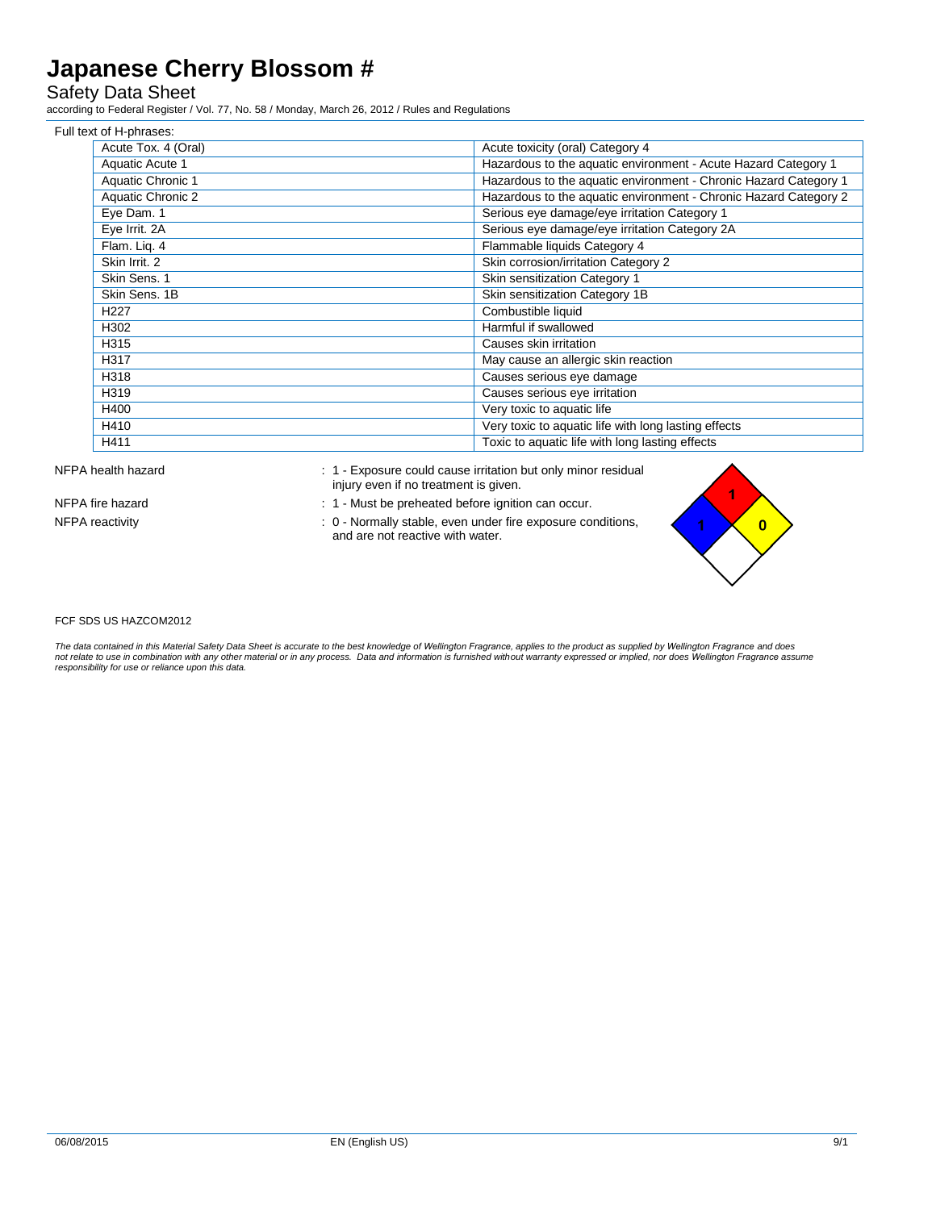Full text of H-phrases:

| | |
|---|---|
| Acute Tox. 4 (Oral) | Acute toxicity (oral) Category 4 |
| Aquatic Acute 1 | Hazardous to the aquatic environment - Acute Hazard Category 1 |
| Aquatic Chronic 1 | Hazardous to the aquatic environment - Chronic Hazard Category 1 |
| Aquatic Chronic 2 | Hazardous to the aquatic environment - Chronic Hazard Category 2 |
| Eye Dam. 1 | Serious eye damage/eye irritation Category 1 |
| Eye Irrit. 2A | Serious eye damage/eye irritation Category 2A |
| Flam. Liq. 4 | Flammable liquids Category 4 |
| Skin Irrit. 2 | Skin corrosion/irritation Category 2 |
| Skin Sens. 1 | Skin sensitization Category 1 |
| Skin Sens. 1B | Skin sensitization Category 1B |
| H227 | Combustible liquid |
| H302 | Harmful if swallowed |
| H315 | Causes skin irritation |
| H317 | May cause an allergic skin reaction |
| H318 | Causes serious eye damage |
| H319 | Causes serious eye irritation |
| H400 | Very toxic to aquatic life |
| H410 | Very toxic to aquatic life with long lasting effects |
| H411 | Toxic to aquatic life with long lasting effects |

NFPA health hazard : 1 - Exposure could cause irritation but only minor residual injury even if no treatment is given.

NFPA fire hazard : 1 - Must be preheated before ignition can occur.

NFPA reactivity : 0 - Normally stable, even under fire exposure conditions, and are not reactive with water.

1
1
0

FCF SDS US HAZCOM2012

*The data contained in this Material Safety Data Sheet is accurate to the best knowledge of Wellington Fragrance, applies to the product as supplied by Wellington Fragrance and does not relate to use in combination with any other material or in any process. Data and information is furnished without warranty expressed or implied, nor does Wellington Fragrance assume responsibility for use or reliance upon this data.*